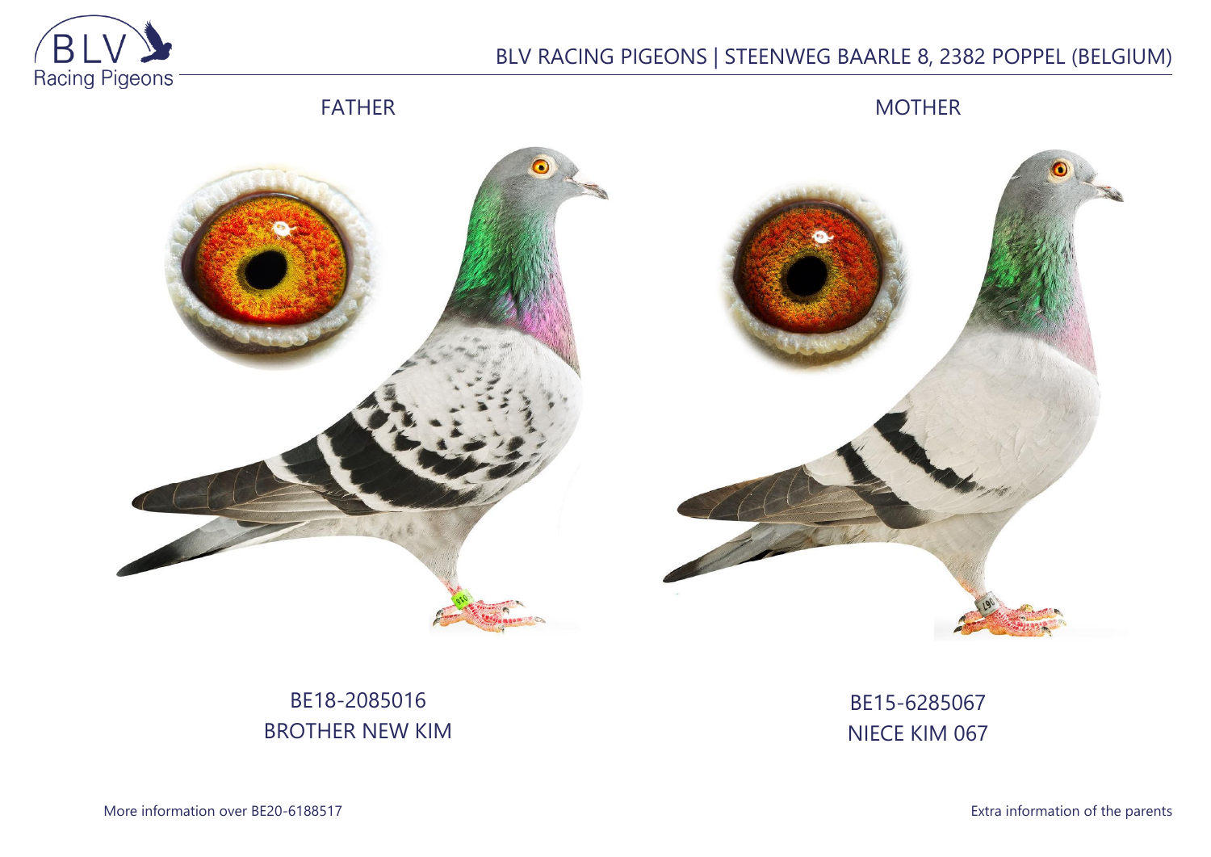BLV RACING PIGEONS | STEENWEG BAARLE 8, 2382 POPPEL (BELGIUM)

FATHER

MOTHER

BE18-2085016
BROTHER NEW KIM

BE15-6285067
NIECE KIM 067

More information over BE20-6188517

Extra information of the parents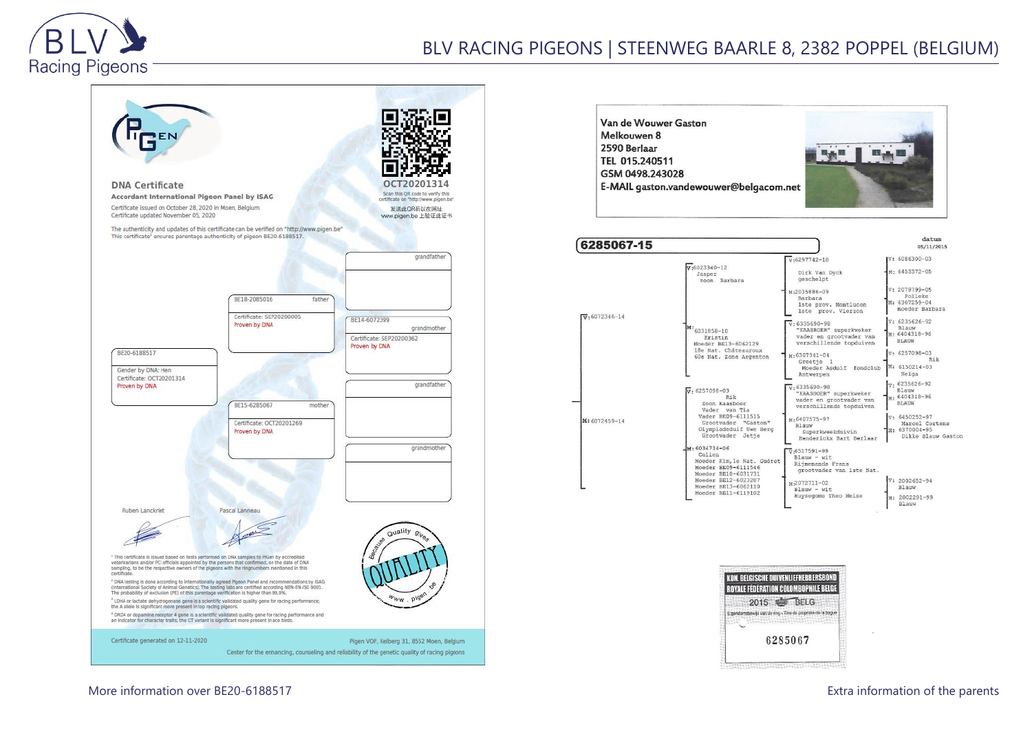# BLV RACING PIGEONS | STEENWEG BAARLE 8, 2382 POPPEL (BELGIUM)

## DNA Certificate

**Accordant International Pigeon Panel by ISAG**

Certificate issued on October 28, 2020 in Moen, Belgium
Certificate updated November 05, 2020

OCT20201314
Scan this QR code to verify this certificate on "http://www.pigen.be"
发送此QR码以在网址 www.pigen.be 上验证此证书

The authenticity and updates of this certificate can be verified on "http://www.pigen.be"
This certificate[1] ensures parentage authenticity of pigeon BE20-6188517.

**BE20-6188517**
Gender by DNA: Hen
Certificate: OCT20201314
Proven by DNA

**BE18-2085016** — father
Certificate: SEP20200005
Proven by DNA

**BE15-6285067** — mother
Certificate: OCT20201269
Proven by DNA

grandfather

**BE14-6072399** — grandmother
Certificate: SEP20200362
Proven by DNA

grandfather

grandmother

Ruben Lanckriet — Pascal Lanneau

Because Quality gives QUALITY — www.pigen.be

[1] This certificate is issued based on tests performed on DNA samples to PiGen by accredited veterinarians and/or FCI officials appointed by the persons that confirmed, on the date of DNA sampling, to be the respective owners of the pigeons with the ringnumbers mentioned in this certificate.
[2] DNA testing is done according to internationally agreed Pigeon Panel and recommendations by ISAG (International Society of Animal Genetics). The testing labs are certified according NEN-EN-ISO 9001. The probability of exclusion (PE) of this parentage verification is higher than 99,9%.
[3] LDHA or lactate dehydrogenase gene is a scientific validated quality gene for racing performance; the A allele is significant more present in top racing pigeons.
[4] DRD4 or dopamine receptor 4 gene is a scientific validated quality gene for racing performance and an indicator for character traits; the CT variant is significant more present in ace birds.

Certificate generated on 12-11-2020
Pigen VOF, Kelberg 31, 8552 Moen, Belgium
Center for the enhancing, counseling and reliability of the genetic quality of racing pigeons

---

**Van de Wouwer Gaston**
Melkouwen 8
2590 Berlaar
TEL 015.240511
GSM 0498.243028
E-MAIL gaston.vandewouwer@belgacom.net

**6285067-15**
datum 05/11/2015

- V: 6072346-14
  - V: 6023340-12 Jasper zoon Barbara
    - V: 6297742-10 Dirk Van Dyck geschelpt
      - V: 6086300-03
      - M: 6453372-05
    - M: 2035886-09 Barbara 1ste prov. Montlucon 1ste prov. Vierzon
      - V: 2079799-05 Polleke
      - M: 6307259-04 moeder Barbara
  - M: 6031858-10 Kristin Moeder BE13-6062129 18e Nat. Châteauroux 60e Nat. Zone Argenton
    - V: 6335690-98 "KAASBOER" superkweker vader en grootvader van verschillende topduiven
      - V: 6235626-92 Blauw
      - M: 6404318-96 BLAUW
    - M: 6307341-04 Greetje 1 Moeder Asduif fondclub Antwerpen
      - V: 6257098-03 Rik
      - M: 6150214-03 Helga
- M: 6072459-14
  - V: 6257098-03 Rik Zoon Kaasboer Vader van Tia Vader BE09-6111515 Grootvader "Gaston" Olympiadeduif Uwe Berg Grootvader Jetje
    - V: 6335690-98 "KAASBOER" superkweker vader en grootvader van verschillende topduiven
      - V: 6235626-92 Blauw
      - M: 6404318-96 BLAUW
    - M: 6407575-97 Blauw Superkweekduivin Henderickx Bart Berlaar
      - V: 6450252-97 Marcel Cortens
      - M: 6370004-95 Dikke Blauw Gaston
  - M: 6034734-06 Celien Moeder Kim, le Nat. Guéret Moeder BE09-6111546 Moeder BE10-6031731 Moeder BE12-6023287 Moeder BE13-6062110 Moeder BE11-6119102
    - V: 6517591-99 Blauw - wit Rijmenands Frans grootvader van 1ste Nat.
    - M: 2072711-02 Blauw - wit Huysegoms Theo Meise
      - V: 2002652-94 Blauw
      - M: 2002291-99 Blauw

KON. BELGISCHE DUIVENLIEFHEBBERSBOND
ROYALE FEDERATION COLOMBOPHILE BELGE
2015 BELG
Eigendomsbewijs van de ring - Titre de propriété de la bague
6285067

More information over BE20-6188517

Extra information of the parents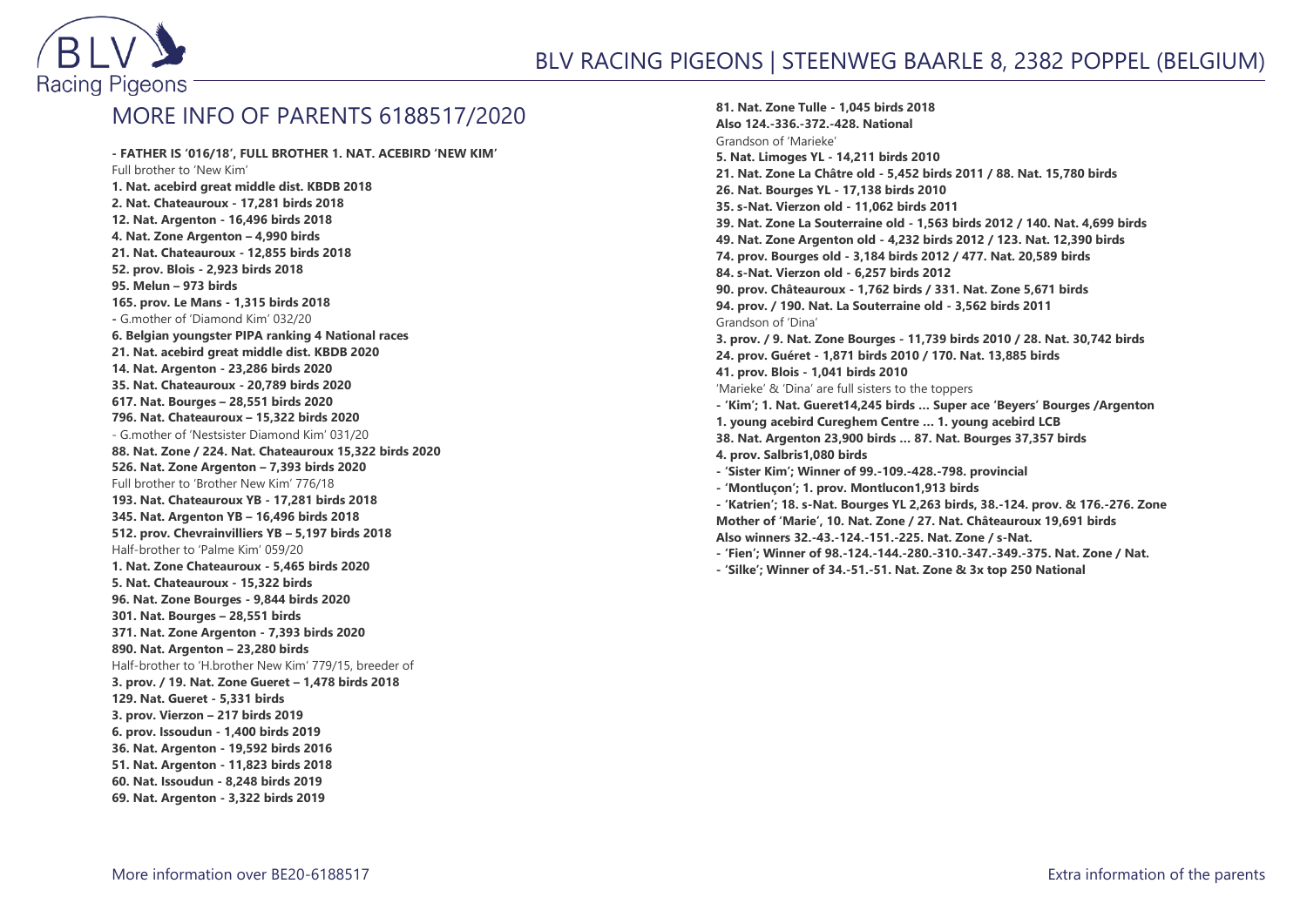## MORE INFO OF PARENTS 6188517/2020

**- FATHER IS '016/18', FULL BROTHER 1. NAT. ACEBIRD 'NEW KIM'**
Full brother to 'New Kim'
**1. Nat. acebird great middle dist. KBDB 2018**
**2. Nat. Chateauroux - 17,281 birds 2018**
**12. Nat. Argenton - 16,496 birds 2018**
**4. Nat. Zone Argenton – 4,990 birds**
**21. Nat. Chateauroux - 12,855 birds 2018**
**52. prov. Blois - 2,923 birds 2018**
**95. Melun – 973 birds**
**165. prov. Le Mans - 1,315 birds 2018**
**-** G.mother of 'Diamond Kim' 032/20
**6. Belgian youngster PIPA ranking 4 National races**
**21. Nat. acebird great middle dist. KBDB 2020**
**14. Nat. Argenton - 23,286 birds 2020**
**35. Nat. Chateauroux - 20,789 birds 2020**
**617. Nat. Bourges – 28,551 birds 2020**
**796. Nat. Chateauroux – 15,322 birds 2020**
- G.mother of 'Nestsister Diamond Kim' 031/20
**88. Nat. Zone / 224. Nat. Chateauroux 15,322 birds 2020**
**526. Nat. Zone Argenton – 7,393 birds 2020**
Full brother to 'Brother New Kim' 776/18
**193. Nat. Chateauroux YB - 17,281 birds 2018**
**345. Nat. Argenton YB – 16,496 birds 2018**
**512. prov. Chevrainvilliers YB – 5,197 birds 2018**
Half-brother to 'Palme Kim' 059/20
**1. Nat. Zone Chateauroux - 5,465 birds 2020**
**5. Nat. Chateauroux - 15,322 birds**
**96. Nat. Zone Bourges - 9,844 birds 2020**
**301. Nat. Bourges – 28,551 birds**
**371. Nat. Zone Argenton - 7,393 birds 2020**
**890. Nat. Argenton – 23,280 birds**
Half-brother to 'H.brother New Kim' 779/15, breeder of
**3. prov. / 19. Nat. Zone Gueret – 1,478 birds 2018**
**129. Nat. Gueret - 5,331 birds**
**3. prov. Vierzon – 217 birds 2019**
**6. prov. Issoudun - 1,400 birds 2019**
**36. Nat. Argenton - 19,592 birds 2016**
**51. Nat. Argenton - 11,823 birds 2018**
**60. Nat. Issoudun - 8,248 birds 2019**
**69. Nat. Argenton - 3,322 birds 2019**
**81. Nat. Zone Tulle - 1,045 birds 2018**
**Also 124.-336.-372.-428. National**
Grandson of 'Marieke'
**5. Nat. Limoges YL - 14,211 birds 2010**
**21. Nat. Zone La Châtre old - 5,452 birds 2011 / 88. Nat. 15,780 birds**
**26. Nat. Bourges YL - 17,138 birds 2010**
**35. s-Nat. Vierzon old - 11,062 birds 2011**
**39. Nat. Zone La Souterraine old - 1,563 birds 2012 / 140. Nat. 4,699 birds**
**49. Nat. Zone Argenton old - 4,232 birds 2012 / 123. Nat. 12,390 birds**
**74. prov. Bourges old - 3,184 birds 2012 / 477. Nat. 20,589 birds**
**84. s-Nat. Vierzon old - 6,257 birds 2012**
**90. prov. Châteauroux - 1,762 birds / 331. Nat. Zone 5,671 birds**
**94. prov. / 190. Nat. La Souterraine old - 3,562 birds 2011**
Grandson of 'Dina'
**3. prov. / 9. Nat. Zone Bourges - 11,739 birds 2010 / 28. Nat. 30,742 birds**
**24. prov. Guéret - 1,871 birds 2010 / 170. Nat. 13,885 birds**
**41. prov. Blois - 1,041 birds 2010**
'Marieke' & 'Dina' are full sisters to the toppers
**- 'Kim'; 1. Nat. Gueret14,245 birds … Super ace 'Beyers' Bourges /Argenton**
**1. young acebird Cureghem Centre … 1. young acebird LCB**
**38. Nat. Argenton 23,900 birds … 87. Nat. Bourges 37,357 birds**
**4. prov. Salbris1,080 birds**
**- 'Sister Kim'; Winner of 99.-109.-428.-798. provincial**
**- 'Montluçon'; 1. prov. Montlucon1,913 birds**
**- 'Katrien'; 18. s-Nat. Bourges YL 2,263 birds, 38.-124. prov. & 176.-276. Zone**
**Mother of 'Marie', 10. Nat. Zone / 27. Nat. Châteauroux 19,691 birds**
**Also winners 32.-43.-124.-151.-225. Nat. Zone / s-Nat.**
**- 'Fien'; Winner of 98.-124.-144.-280.-310.-347.-349.-375. Nat. Zone / Nat.**
**- 'Silke'; Winner of 34.-51.-51. Nat. Zone & 3x top 250 National**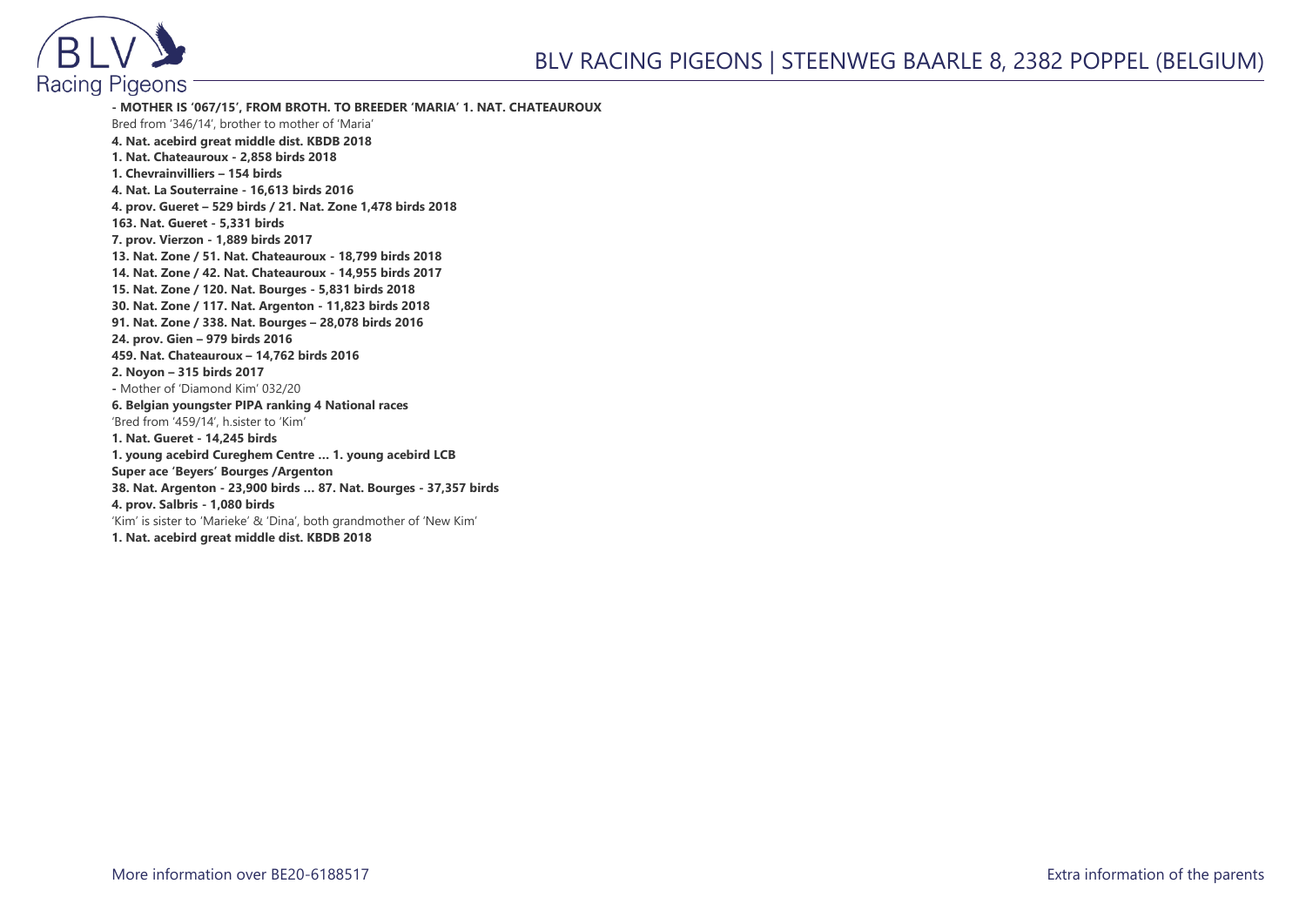**- MOTHER IS '067/15', FROM BROTH. TO BREEDER 'MARIA' 1. NAT. CHATEAUROUX**

Bred from '346/14', brother to mother of 'Maria'

**4. Nat. acebird great middle dist. KBDB 2018**
**1. Nat. Chateauroux - 2,858 birds 2018**
**1. Chevrainvilliers – 154 birds**
**4. Nat. La Souterraine - 16,613 birds 2016**
**4. prov. Gueret – 529 birds / 21. Nat. Zone 1,478 birds 2018**
**163. Nat. Gueret - 5,331 birds**
**7. prov. Vierzon - 1,889 birds 2017**
**13. Nat. Zone / 51. Nat. Chateauroux - 18,799 birds 2018**
**14. Nat. Zone / 42. Nat. Chateauroux - 14,955 birds 2017**
**15. Nat. Zone / 120. Nat. Bourges - 5,831 birds 2018**
**30. Nat. Zone / 117. Nat. Argenton - 11,823 birds 2018**
**91. Nat. Zone / 338. Nat. Bourges – 28,078 birds 2016**
**24. prov. Gien – 979 birds 2016**
**459. Nat. Chateauroux – 14,762 birds 2016**
**2. Noyon – 315 birds 2017**

**-** Mother of 'Diamond Kim' 032/20

**6. Belgian youngster PIPA ranking 4 National races**

'Bred from '459/14', h.sister to 'Kim'

**1. Nat. Gueret - 14,245 birds**
**1. young acebird Cureghem Centre … 1. young acebird LCB**
**Super ace 'Beyers' Bourges /Argenton**
**38. Nat. Argenton - 23,900 birds … 87. Nat. Bourges - 37,357 birds**
**4. prov. Salbris - 1,080 birds**

'Kim' is sister to 'Marieke' & 'Dina', both grandmother of 'New Kim'

**1. Nat. acebird great middle dist. KBDB 2018**